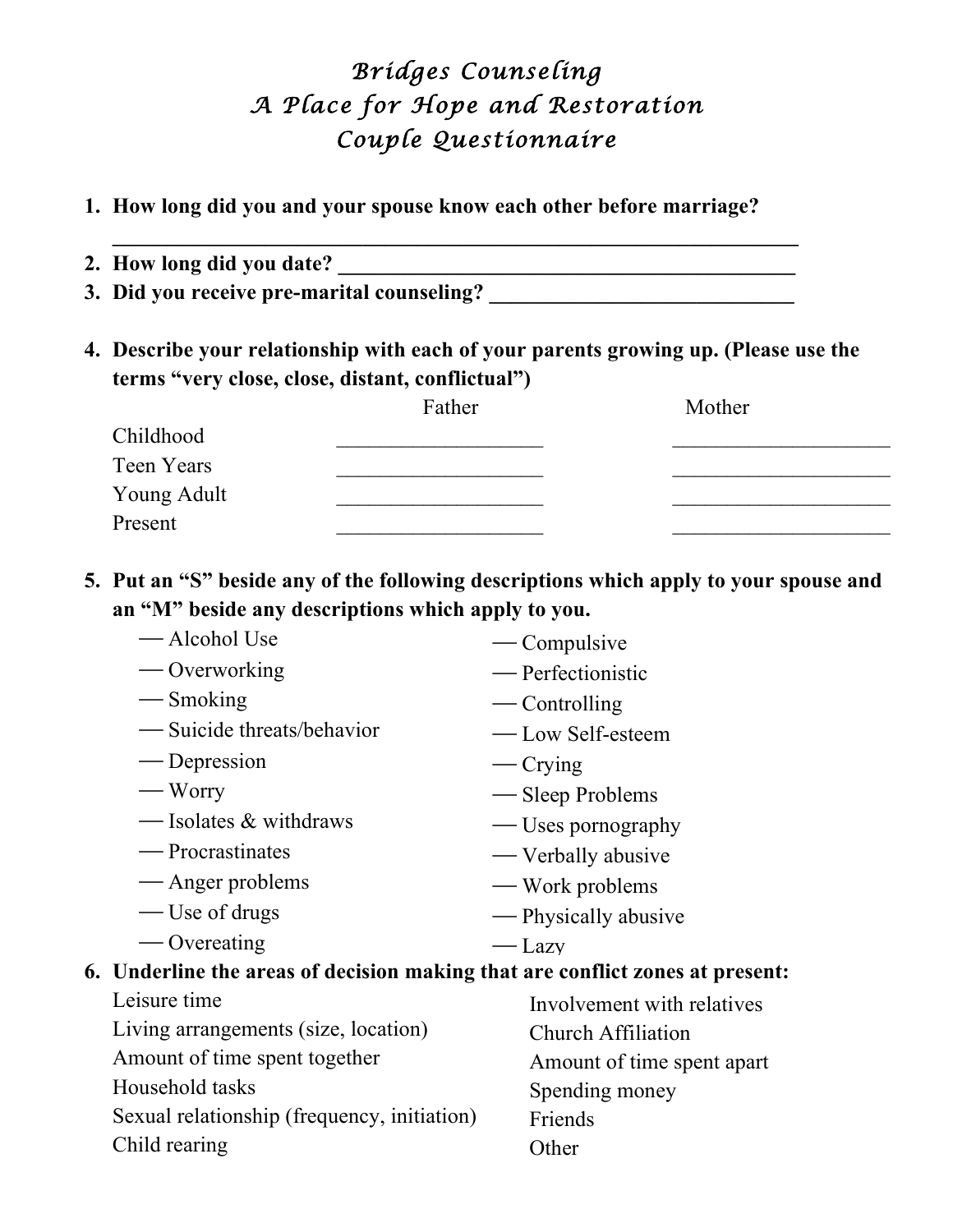# *Bridges Counseling*
## *A Place for Hope and Restoration*
## *Couple Questionnaire*

1. **How long did you and your spouse know each other before marriage?**
   **_________________________________________________________________**
2. **How long did you date? ___________________________________________**
3. **Did you receive pre-marital counseling? ____________________________**

4. **Describe your relationship with each of your parents growing up. (Please use the terms "very close, close, distant, conflictual")**

| | Father | Mother |
|---|---|---|
| Childhood | ___________________ | ____________________ |
| Teen Years | ___________________ | ____________________ |
| Young Adult | ___________________ | ____________________ |
| Present | ___________________ | ____________________ |

5. **Put an "S" beside any of the following descriptions which apply to your spouse and an "M" beside any descriptions which apply to you.**

   — Alcohol Use
   — Overworking
   — Smoking
   — Suicide threats/behavior
   — Depression
   — Worry
   — Isolates & withdraws
   — Procrastinates
   — Anger problems
   — Use of drugs
   — Overeating
   — Compulsive
   — Perfectionistic
   — Controlling
   — Low Self-esteem
   — Crying
   — Sleep Problems
   — Uses pornography
   — Verbally abusive
   — Work problems
   — Physically abusive
   — Lazy

6. **Underline the areas of decision making that are conflict zones at present:**

   Leisure time
   Living arrangements (size, location)
   Amount of time spent together
   Household tasks
   Sexual relationship (frequency, initiation)
   Child rearing
   Involvement with relatives
   Church Affiliation
   Amount of time spent apart
   Spending money
   Friends
   Other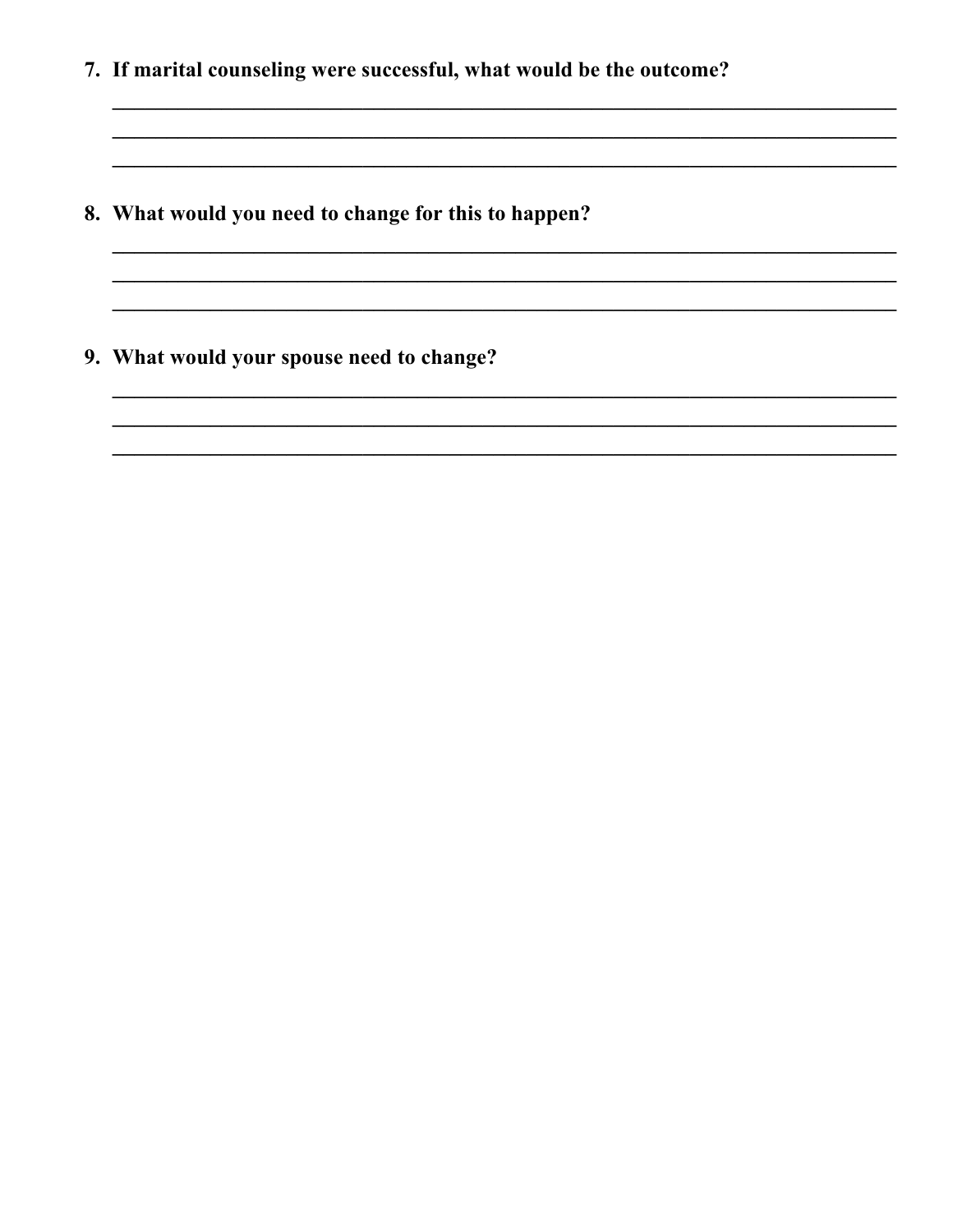7. **If marital counseling were successful, what would be the outcome?**

______________________________________________________________________________
______________________________________________________________________________
______________________________________________________________________________

8. **What would you need to change for this to happen?**

______________________________________________________________________________
______________________________________________________________________________
______________________________________________________________________________

9. **What would your spouse need to change?**

______________________________________________________________________________
______________________________________________________________________________
______________________________________________________________________________